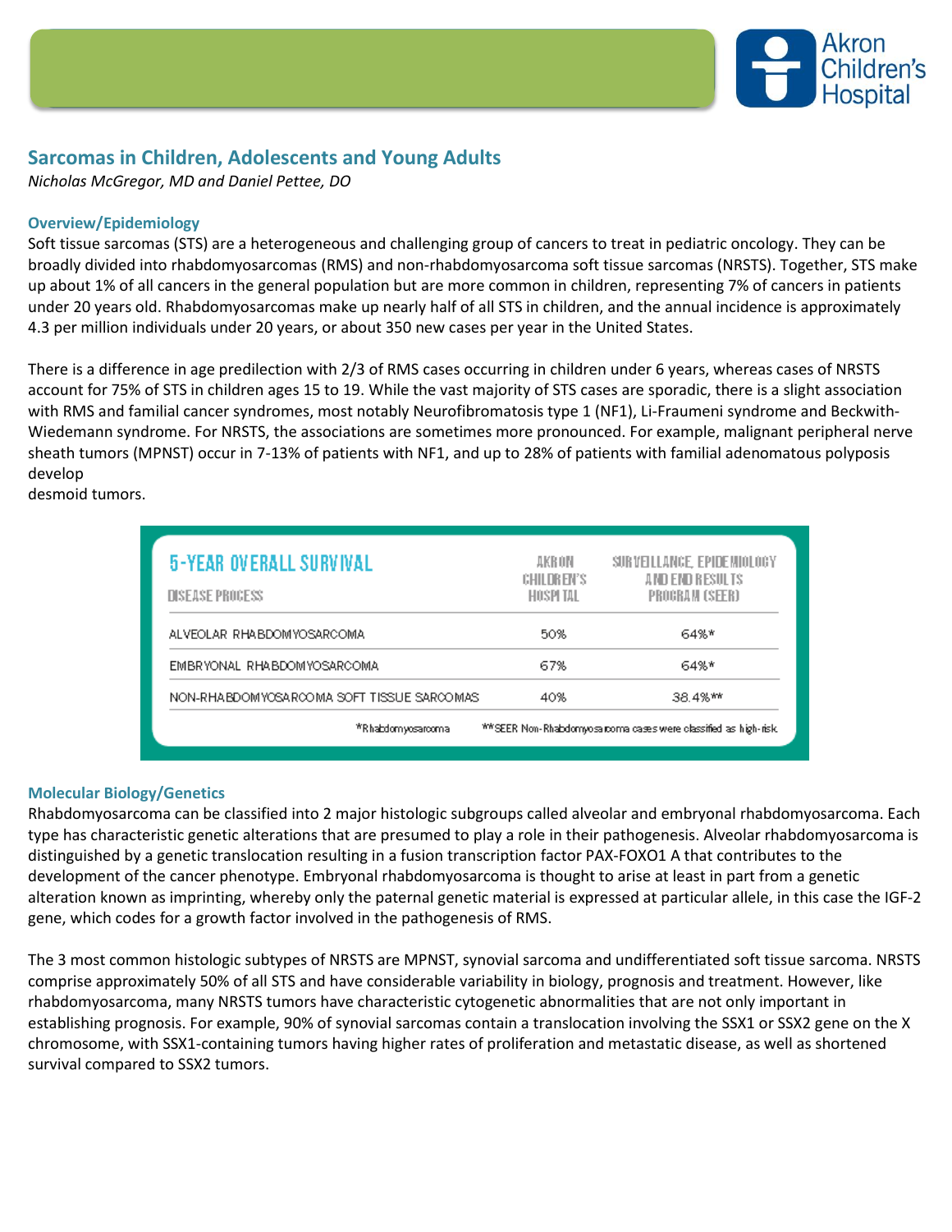# Sarcomas in Children, Adolescents and Young Adults

*Nicholas McGregor, MD and Daniel Pettee, DO*

## Overview/Epidemiology

Soft tissue sarcomas (STS) are a heterogeneous and challenging group of cancers to treat in pediatric oncology. They can be broadly divided into rhabdomyosarcomas (RMS) and non-rhabdomyosarcoma soft tissue sarcomas (NRSTS). Together, STS make up about 1% of all cancers in the general population but are more common in children, representing 7% of cancers in patients under 20 years old. Rhabdomyosarcomas make up nearly half of all STS in children, and the annual incidence is approximately 4.3 per million individuals under 20 years, or about 350 new cases per year in the United States.

There is a difference in age predilection with 2/3 of RMS cases occurring in children under 6 years, whereas cases of NRSTS account for 75% of STS in children ages 15 to 19. While the vast majority of STS cases are sporadic, there is a slight association with RMS and familial cancer syndromes, most notably Neurofibromatosis type 1 (NF1), Li-Fraumeni syndrome and Beckwith-Wiedemann syndrome. For NRSTS, the associations are sometimes more pronounced. For example, malignant peripheral nerve sheath tumors (MPNST) occur in 7-13% of patients with NF1, and up to 28% of patients with familial adenomatous polyposis develop desmoid tumors.

| 5-YEAR OVERALL SURVIVAL<br>DISEASE PROCESS | AKRON CHILDREN'S HOSPITAL | SURVEILLANCE, EPIDEMIOLOGY AND END RESULTS PROGRAM (SEER) |
|---|---|---|
| ALVEOLAR RHABDOMYOSARCOMA | 50% | 64%* |
| EMBRYONAL RHABDOMYOSARCOMA | 67% | 64%* |
| NON-RHABDOMYOSARCOMA SOFT TISSUE SARCOMAS | 40% | 38.4%** |

*Rhabdomyosarcoma **SEER Non-Rhabdomyosarcoma cases were classified as high-risk.

## Molecular Biology/Genetics

Rhabdomyosarcoma can be classified into 2 major histologic subgroups called alveolar and embryonal rhabdomyosarcoma. Each type has characteristic genetic alterations that are presumed to play a role in their pathogenesis. Alveolar rhabdomyosarcoma is distinguished by a genetic translocation resulting in a fusion transcription factor PAX-FOXO1 A that contributes to the development of the cancer phenotype. Embryonal rhabdomyosarcoma is thought to arise at least in part from a genetic alteration known as imprinting, whereby only the paternal genetic material is expressed at particular allele, in this case the IGF-2 gene, which codes for a growth factor involved in the pathogenesis of RMS.

The 3 most common histologic subtypes of NRSTS are MPNST, synovial sarcoma and undifferentiated soft tissue sarcoma. NRSTS comprise approximately 50% of all STS and have considerable variability in biology, prognosis and treatment. However, like rhabdomyosarcoma, many NRSTS tumors have characteristic cytogenetic abnormalities that are not only important in establishing prognosis. For example, 90% of synovial sarcomas contain a translocation involving the SSX1 or SSX2 gene on the X chromosome, with SSX1-containing tumors having higher rates of proliferation and metastatic disease, as well as shortened survival compared to SSX2 tumors.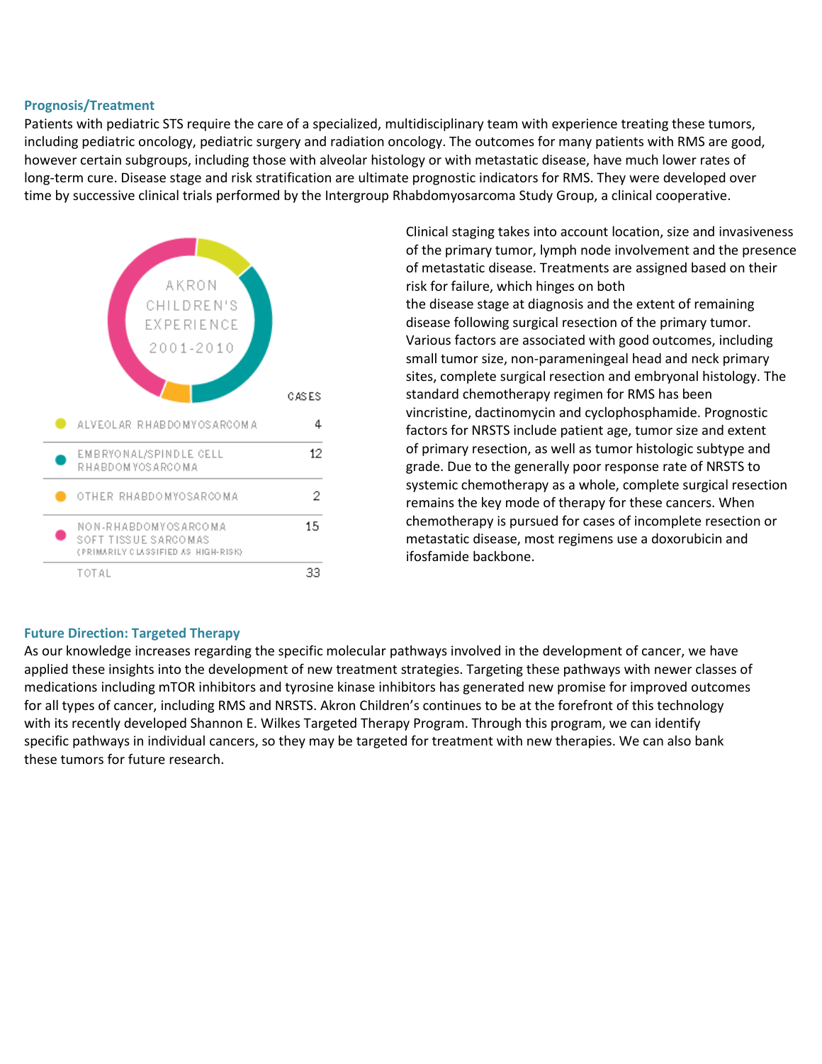### Prognosis/Treatment

Patients with pediatric STS require the care of a specialized, multidisciplinary team with experience treating these tumors, including pediatric oncology, pediatric surgery and radiation oncology. The outcomes for many patients with RMS are good, however certain subgroups, including those with alveolar histology or with metastatic disease, have much lower rates of long-term cure. Disease stage and risk stratification are ultimate prognostic indicators for RMS. They were developed over time by successive clinical trials performed by the Intergroup Rhabdomyosarcoma Study Group, a clinical cooperative.

AKRON CHILDREN'S EXPERIENCE 2001-2010

| | CASES |
|---|---|
| ALVEOLAR RHABDOMYOSARCOMA | 4 |
| EMBRYONAL/SPINDLE CELL RHABDOMYOSARCOMA | 12 |
| OTHER RHABDOMYOSARCOMA | 2 |
| NON-RHABDOMYOSARCOMA SOFT TISSUE SARCOMAS (PRIMARILY CLASSIFIED AS HIGH-RISK) | 15 |
| TOTAL | 33 |

Clinical staging takes into account location, size and invasiveness of the primary tumor, lymph node involvement and the presence of metastatic disease. Treatments are assigned based on their risk for failure, which hinges on both the disease stage at diagnosis and the extent of remaining disease following surgical resection of the primary tumor. Various factors are associated with good outcomes, including small tumor size, non-parameningeal head and neck primary sites, complete surgical resection and embryonal histology. The standard chemotherapy regimen for RMS has been vincristine, dactinomycin and cyclophosphamide. Prognostic factors for NRSTS include patient age, tumor size and extent of primary resection, as well as tumor histologic subtype and grade. Due to the generally poor response rate of NRSTS to systemic chemotherapy as a whole, complete surgical resection remains the key mode of therapy for these cancers. When chemotherapy is pursued for cases of incomplete resection or metastatic disease, most regimens use a doxorubicin and ifosfamide backbone.

### Future Direction: Targeted Therapy

As our knowledge increases regarding the specific molecular pathways involved in the development of cancer, we have applied these insights into the development of new treatment strategies. Targeting these pathways with newer classes of medications including mTOR inhibitors and tyrosine kinase inhibitors has generated new promise for improved outcomes for all types of cancer, including RMS and NRSTS. Akron Children's continues to be at the forefront of this technology with its recently developed Shannon E. Wilkes Targeted Therapy Program. Through this program, we can identify specific pathways in individual cancers, so they may be targeted for treatment with new therapies. We can also bank these tumors for future research.